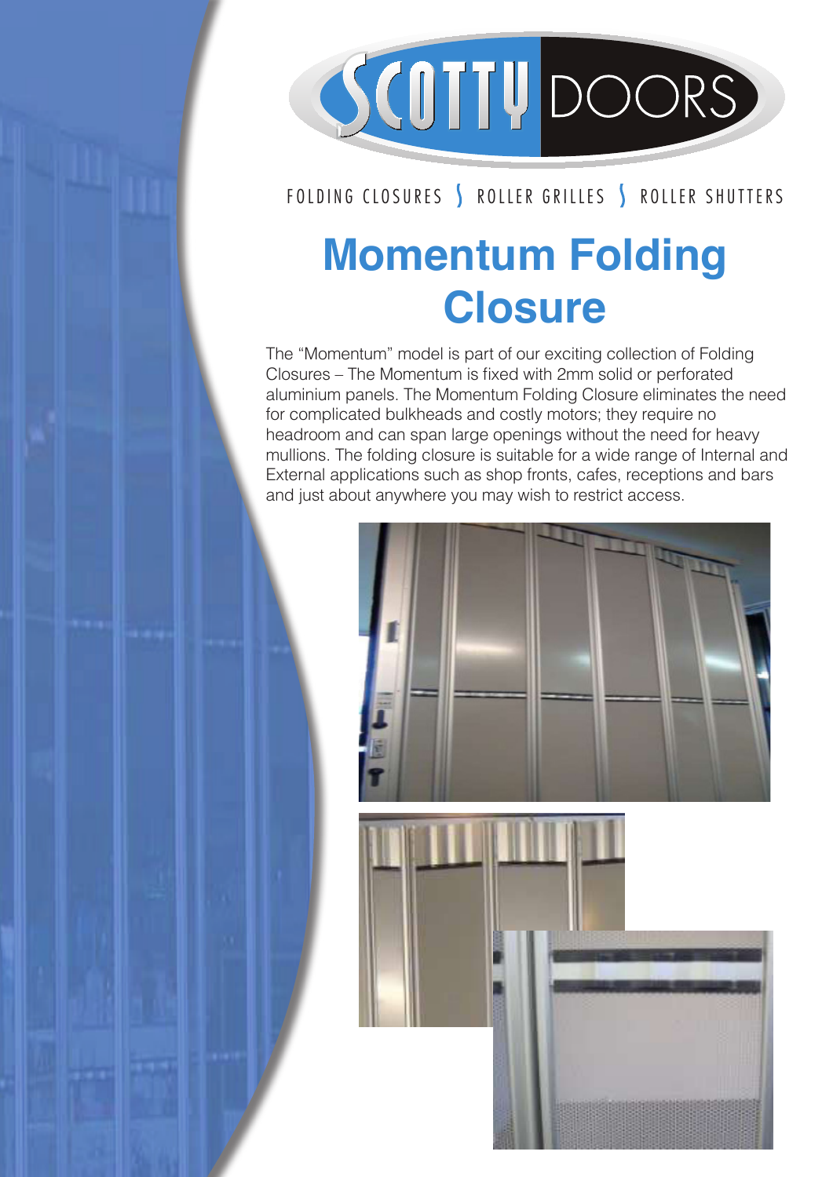SCOTTY DOORS

FOLDING CLOSURES | ROLLER GRILLES | ROLLER SHUTTERS

# Momentum Folding Closure

The "Momentum" model is part of our exciting collection of Folding Closures – The Momentum is fixed with 2mm solid or perforated aluminium panels. The Momentum Folding Closure eliminates the need for complicated bulkheads and costly motors; they require no headroom and can span large openings without the need for heavy mullions. The folding closure is suitable for a wide range of Internal and External applications such as shop fronts, cafes, receptions and bars and just about anywhere you may wish to restrict access.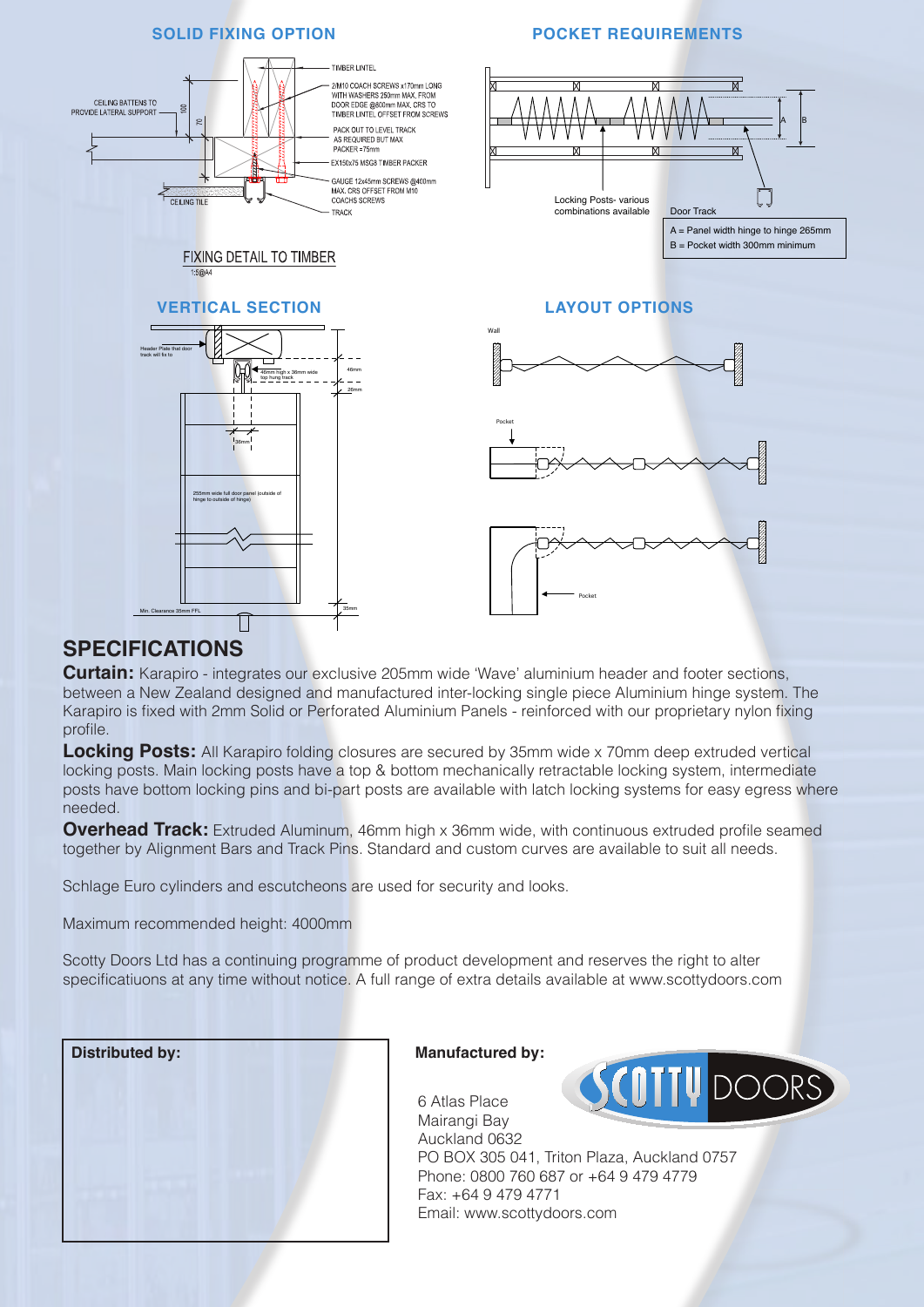## SOLID FIXING OPTION

TIMBER LINTEL

2/M10 COACH SCREWS x170mm LONG WITH WASHERS 250mm MAX. FROM DOOR EDGE @800mm MAX. CRS TO TIMBER LINTEL OFFSET FROM SCREWS

CEILING BATTENS TO PROVIDE LATERAL SUPPORT

100

70

PACK OUT TO LEVEL TRACK AS REQUIRED BUT MAX PACKER =75mm

EX150x75 MSG8 TIMBER PACKER

GAUGE 12x45mm SCREWS @400mm MAX. CRS OFFSET FROM M10 COACHS SCREWS

CEILING TILE

TRACK

FIXING DETAIL TO TIMBER

1:5@A4

## POCKET REQUIREMENTS

A

B

Locking Posts- various combinations available

Door Track

A = Panel width hinge to hinge 265mm
B = Pocket width 300mm minimum

## VERTICAL SECTION

Header Plate that door track will fix to

46mm high x 36mm wide top hung track

46mm

26mm

36mm

255mm wide full door panel (outside of hinge to outside of hinge)

Min. Clearance 35mm FFL

35mm

## LAYOUT OPTIONS

Wall

Pocket

Pocket

# SPECIFICATIONS

**Curtain:** Karapiro - integrates our exclusive 205mm wide 'Wave' aluminium header and footer sections, between a New Zealand designed and manufactured inter-locking single piece Aluminium hinge system. The Karapiro is fixed with 2mm Solid or Perforated Aluminium Panels - reinforced with our proprietary nylon fixing profile.

**Locking Posts:** All Karapiro folding closures are secured by 35mm wide x 70mm deep extruded vertical locking posts. Main locking posts have a top & bottom mechanically retractable locking system, intermediate posts have bottom locking pins and bi-part posts are available with latch locking systems for easy egress where needed.

**Overhead Track:** Extruded Aluminum, 46mm high x 36mm wide, with continuous extruded profile seamed together by Alignment Bars and Track Pins. Standard and custom curves are available to suit all needs.

Schlage Euro cylinders and escutcheons are used for security and looks.

Maximum recommended height: 4000mm

Scotty Doors Ltd has a continuing programme of product development and reserves the right to alter specificatiuons at any time without notice. A full range of extra details available at www.scottydoors.com

**Distributed by:**

**Manufactured by:**

SCOTTY DOORS

6 Atlas Place
Mairangi Bay
Auckland 0632
PO BOX 305 041, Triton Plaza, Auckland 0757
Phone: 0800 760 687 or +64 9 479 4779
Fax: +64 9 479 4771
Email: www.scottydoors.com